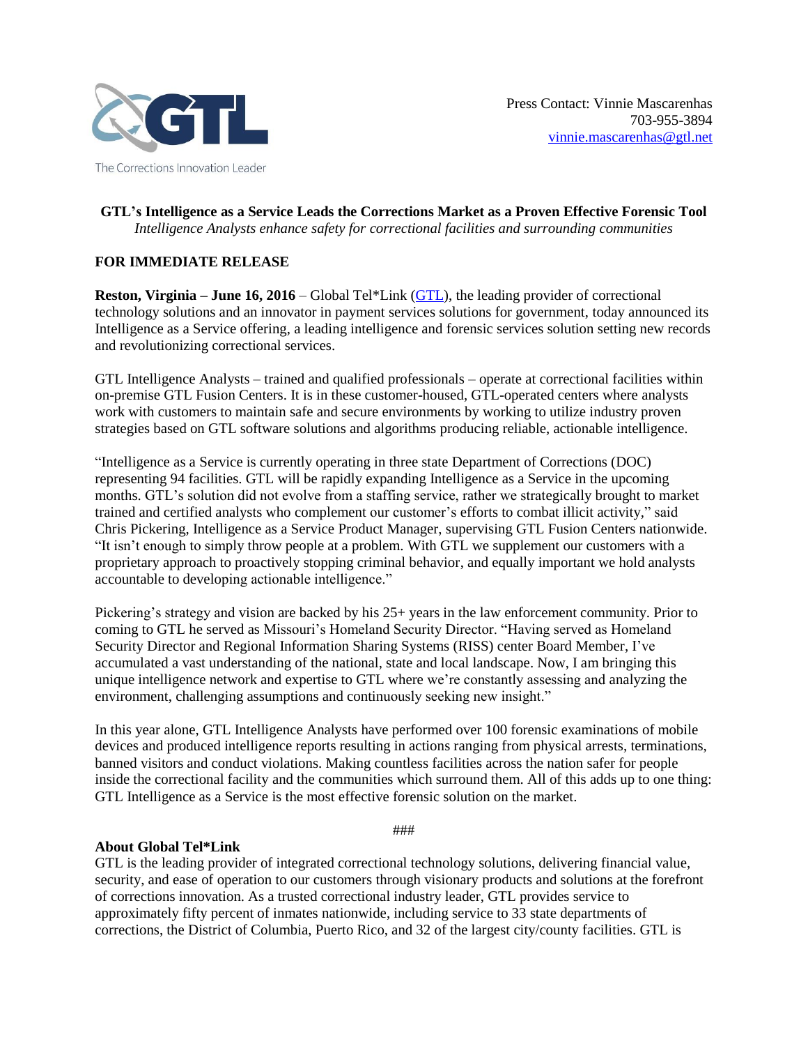GTL

The Corrections Innovation Leader

Press Contact: Vinnie Mascarenhas
703-955-3894
vinnie.mascarenhas@gtl.net

# GTL's Intelligence as a Service Leads the Corrections Market as a Proven Effective Forensic Tool

*Intelligence Analysts enhance safety for correctional facilities and surrounding communities*

**FOR IMMEDIATE RELEASE**

**Reston, Virginia – June 16, 2016** – Global Tel*Link (GTL), the leading provider of correctional technology solutions and an innovator in payment services solutions for government, today announced its Intelligence as a Service offering, a leading intelligence and forensic services solution setting new records and revolutionizing correctional services.

GTL Intelligence Analysts – trained and qualified professionals – operate at correctional facilities within on-premise GTL Fusion Centers. It is in these customer-housed, GTL-operated centers where analysts work with customers to maintain safe and secure environments by working to utilize industry proven strategies based on GTL software solutions and algorithms producing reliable, actionable intelligence.

"Intelligence as a Service is currently operating in three state Department of Corrections (DOC) representing 94 facilities. GTL will be rapidly expanding Intelligence as a Service in the upcoming months. GTL's solution did not evolve from a staffing service, rather we strategically brought to market trained and certified analysts who complement our customer's efforts to combat illicit activity," said Chris Pickering, Intelligence as a Service Product Manager, supervising GTL Fusion Centers nationwide. "It isn't enough to simply throw people at a problem. With GTL we supplement our customers with a proprietary approach to proactively stopping criminal behavior, and equally important we hold analysts accountable to developing actionable intelligence."

Pickering's strategy and vision are backed by his 25+ years in the law enforcement community. Prior to coming to GTL he served as Missouri's Homeland Security Director. "Having served as Homeland Security Director and Regional Information Sharing Systems (RISS) center Board Member, I've accumulated a vast understanding of the national, state and local landscape. Now, I am bringing this unique intelligence network and expertise to GTL where we're constantly assessing and analyzing the environment, challenging assumptions and continuously seeking new insight."

In this year alone, GTL Intelligence Analysts have performed over 100 forensic examinations of mobile devices and produced intelligence reports resulting in actions ranging from physical arrests, terminations, banned visitors and conduct violations. Making countless facilities across the nation safer for people inside the correctional facility and the communities which surround them. All of this adds up to one thing: GTL Intelligence as a Service is the most effective forensic solution on the market.

###

**About Global Tel*Link**

GTL is the leading provider of integrated correctional technology solutions, delivering financial value, security, and ease of operation to our customers through visionary products and solutions at the forefront of corrections innovation. As a trusted correctional industry leader, GTL provides service to approximately fifty percent of inmates nationwide, including service to 33 state departments of corrections, the District of Columbia, Puerto Rico, and 32 of the largest city/county facilities. GTL is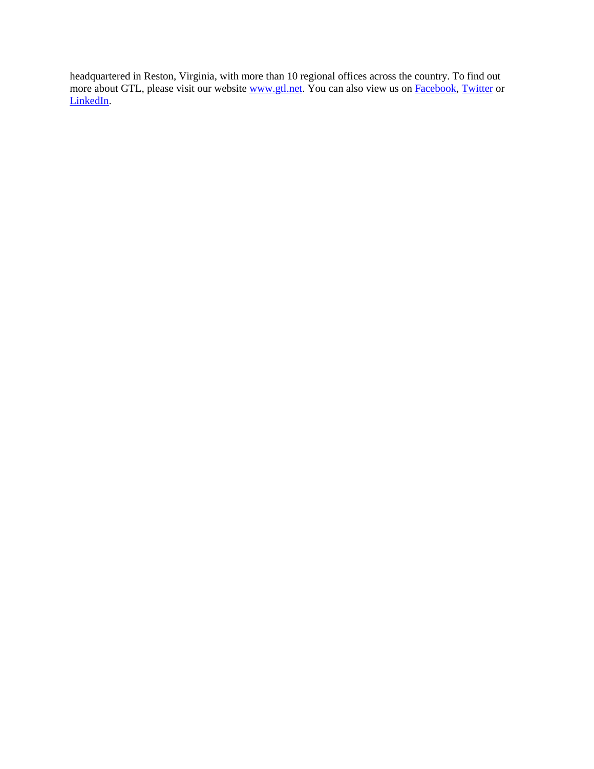headquartered in Reston, Virginia, with more than 10 regional offices across the country. To find out more about GTL, please visit our website www.gtl.net. You can also view us on Facebook, Twitter or LinkedIn.